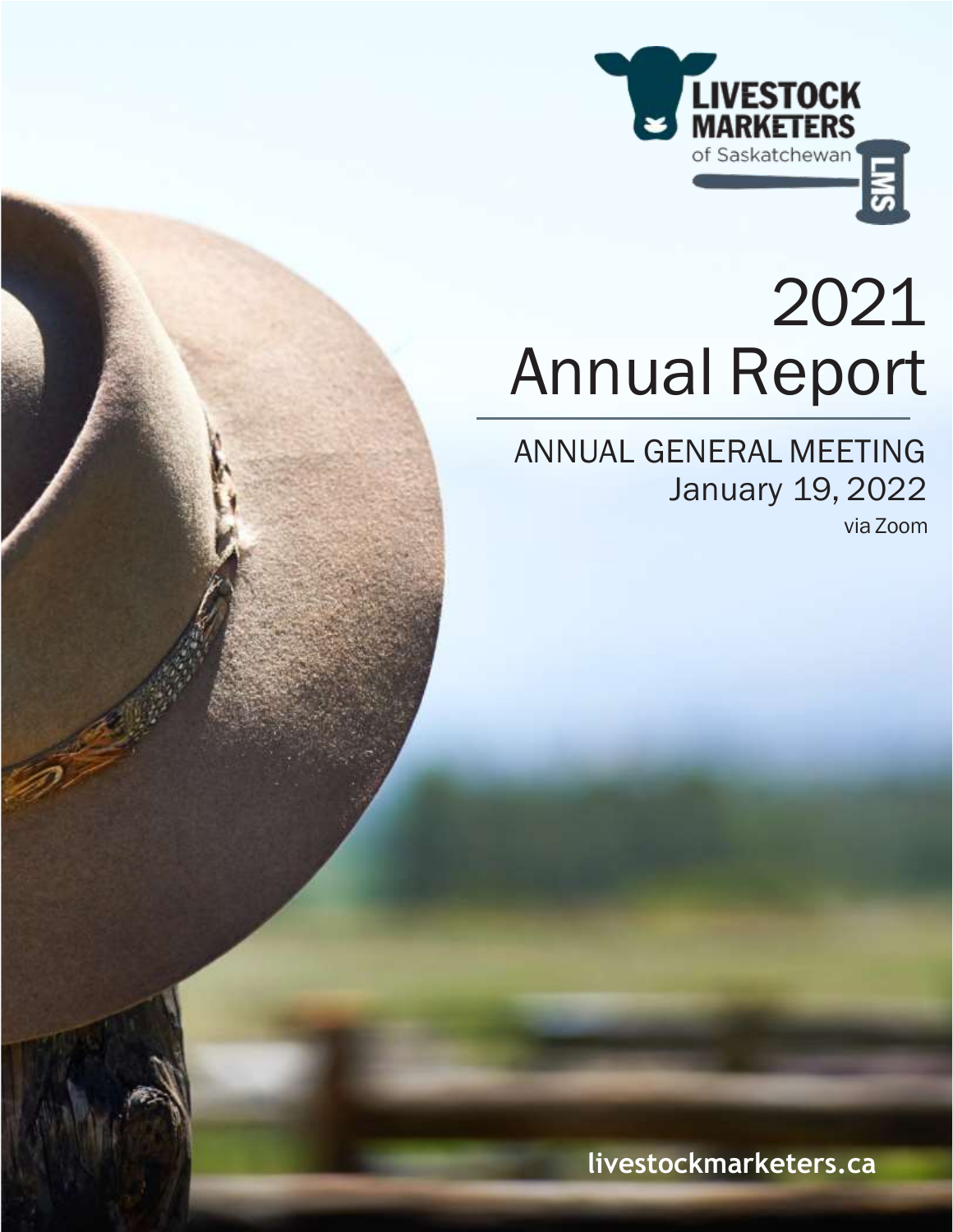LIVESTOCK MARKETERS of Saskatchewan

LMS

# 2021 Annual Report

ANNUAL GENERAL MEETING
January 19, 2022
via Zoom

livestockmarketers.ca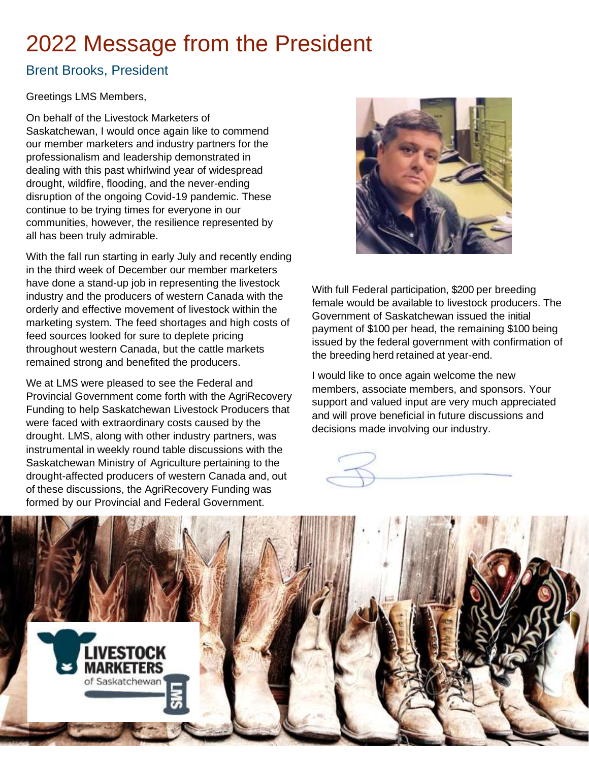# 2022 Message from the President

## Brent Brooks, President

Greetings LMS Members,

On behalf of the Livestock Marketers of Saskatchewan, I would once again like to commend our member marketers and industry partners for the professionalism and leadership demonstrated in dealing with this past whirlwind year of widespread drought, wildfire, flooding, and the never-ending disruption of the ongoing Covid-19 pandemic. These continue to be trying times for everyone in our communities, however, the resilience represented by all has been truly admirable.

With the fall run starting in early July and recently ending in the third week of December our member marketers have done a stand-up job in representing the livestock industry and the producers of western Canada with the orderly and effective movement of livestock within the marketing system. The feed shortages and high costs of feed sources looked for sure to deplete pricing throughout western Canada, but the cattle markets remained strong and benefited the producers.

We at LMS were pleased to see the Federal and Provincial Government come forth with the AgriRecovery Funding to help Saskatchewan Livestock Producers that were faced with extraordinary costs caused by the drought. LMS, along with other industry partners, was instrumental in weekly round table discussions with the Saskatchewan Ministry of Agriculture pertaining to the drought-affected producers of western Canada and, out of these discussions, the AgriRecovery Funding was formed by our Provincial and Federal Government.

With full Federal participation, $200 per breeding female would be available to livestock producers. The Government of Saskatchewan issued the initial payment of $100 per head, the remaining $100 being issued by the federal government with confirmation of the breeding herd retained at year-end.

I would like to once again welcome the new members, associate members, and sponsors. Your support and valued input are very much appreciated and will prove beneficial in future discussions and decisions made involving our industry.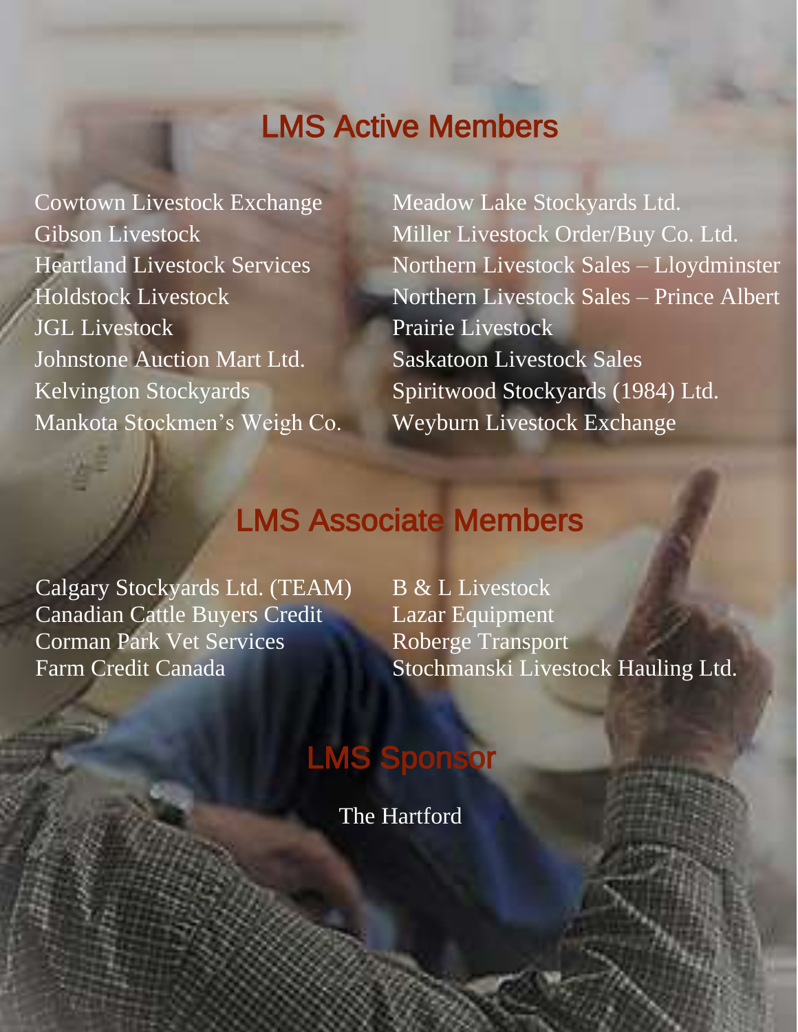## LMS Active Members

Cowtown Livestock Exchange
Gibson Livestock
Heartland Livestock Services
Holdstock Livestock
JGL Livestock
Johnstone Auction Mart Ltd.
Kelvington Stockyards
Mankota Stockmen's Weigh Co.
Meadow Lake Stockyards Ltd.
Miller Livestock Order/Buy Co. Ltd.
Northern Livestock Sales – Lloydminster
Northern Livestock Sales – Prince Albert
Prairie Livestock
Saskatoon Livestock Sales
Spiritwood Stockyards (1984) Ltd.
Weyburn Livestock Exchange

## LMS Associate Members

Calgary Stockyards Ltd. (TEAM)
Canadian Cattle Buyers Credit
Corman Park Vet Services
Farm Credit Canada
B & L Livestock
Lazar Equipment
Roberge Transport
Stochmanski Livestock Hauling Ltd.

## LMS Sponsor

The Hartford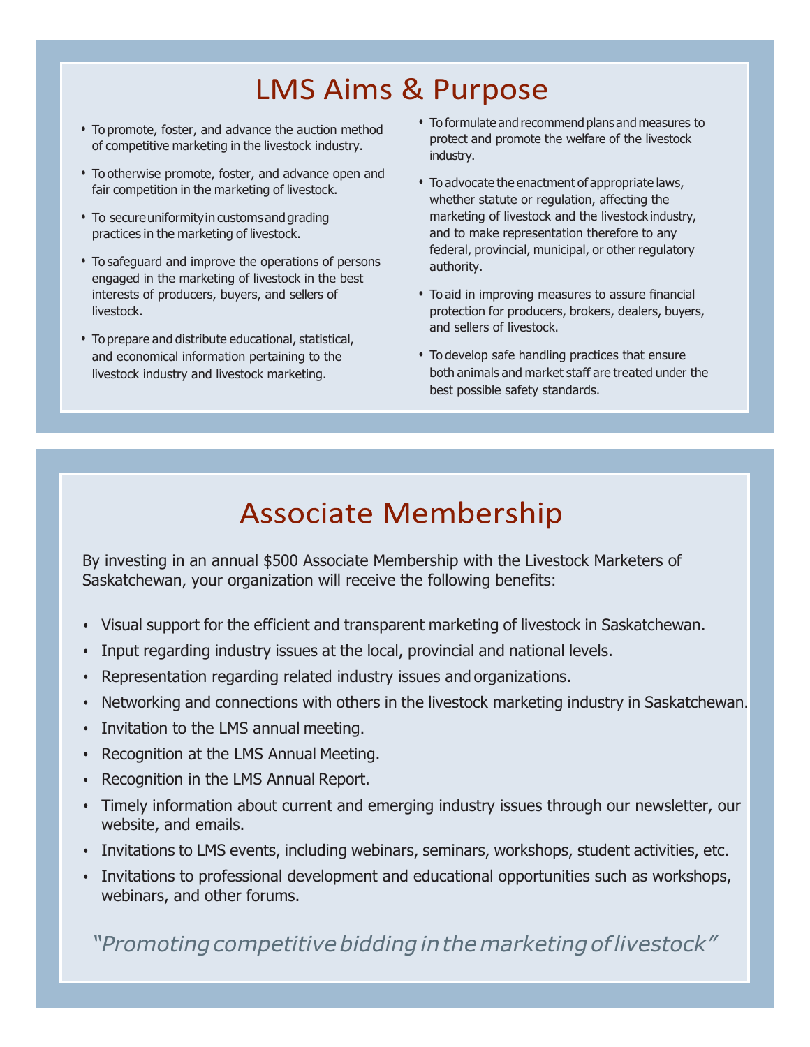# LMS Aims & Purpose

- To promote, foster, and advance the auction method of competitive marketing in the livestock industry.
- To otherwise promote, foster, and advance open and fair competition in the marketing of livestock.
- To secure uniformity in customs and grading practices in the marketing of livestock.
- To safeguard and improve the operations of persons engaged in the marketing of livestock in the best interests of producers, buyers, and sellers of livestock.
- To prepare and distribute educational, statistical, and economical information pertaining to the livestock industry and livestock marketing.
- To formulate and recommend plans and measures to protect and promote the welfare of the livestock industry.
- To advocate the enactment of appropriate laws, whether statute or regulation, affecting the marketing of livestock and the livestock industry, and to make representation therefore to any federal, provincial, municipal, or other regulatory authority.
- To aid in improving measures to assure financial protection for producers, brokers, dealers, buyers, and sellers of livestock.
- To develop safe handling practices that ensure both animals and market staff are treated under the best possible safety standards.

# Associate Membership

By investing in an annual $500 Associate Membership with the Livestock Marketers of Saskatchewan, your organization will receive the following benefits:

- Visual support for the efficient and transparent marketing of livestock in Saskatchewan.
- Input regarding industry issues at the local, provincial and national levels.
- Representation regarding related industry issues and organizations.
- Networking and connections with others in the livestock marketing industry in Saskatchewan.
- Invitation to the LMS annual meeting.
- Recognition at the LMS Annual Meeting.
- Recognition in the LMS Annual Report.
- Timely information about current and emerging industry issues through our newsletter, our website, and emails.
- Invitations to LMS events, including webinars, seminars, workshops, student activities, etc.
- Invitations to professional development and educational opportunities such as workshops, webinars, and other forums.

*"Promoting competitive bidding in the marketing of livestock"*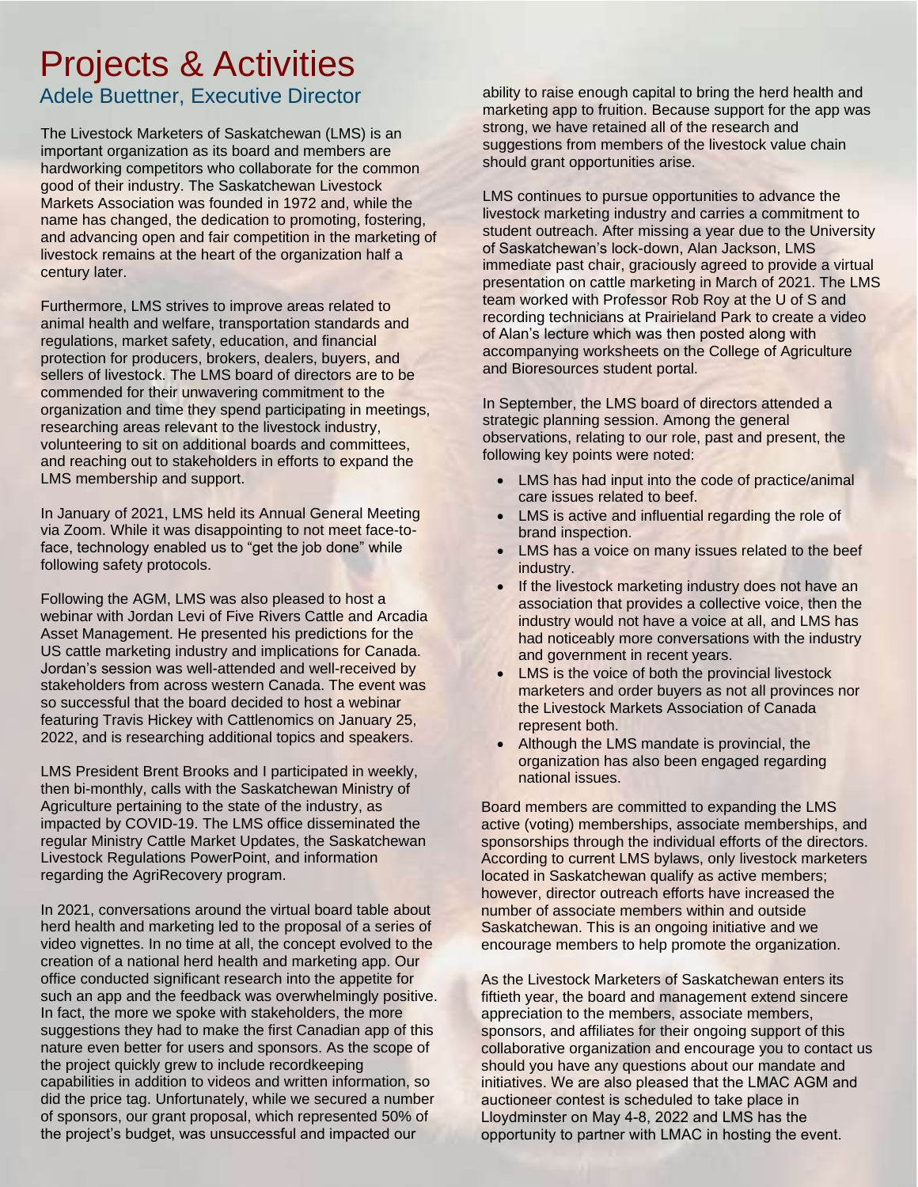# Projects & Activities

## Adele Buettner, Executive Director

The Livestock Marketers of Saskatchewan (LMS) is an important organization as its board and members are hardworking competitors who collaborate for the common good of their industry. The Saskatchewan Livestock Markets Association was founded in 1972 and, while the name has changed, the dedication to promoting, fostering, and advancing open and fair competition in the marketing of livestock remains at the heart of the organization half a century later.

Furthermore, LMS strives to improve areas related to animal health and welfare, transportation standards and regulations, market safety, education, and financial protection for producers, brokers, dealers, buyers, and sellers of livestock. The LMS board of directors are to be commended for their unwavering commitment to the organization and time they spend participating in meetings, researching areas relevant to the livestock industry, volunteering to sit on additional boards and committees, and reaching out to stakeholders in efforts to expand the LMS membership and support.

In January of 2021, LMS held its Annual General Meeting via Zoom. While it was disappointing to not meet face-to-face, technology enabled us to "get the job done" while following safety protocols.

Following the AGM, LMS was also pleased to host a webinar with Jordan Levi of Five Rivers Cattle and Arcadia Asset Management. He presented his predictions for the US cattle marketing industry and implications for Canada. Jordan's session was well-attended and well-received by stakeholders from across western Canada. The event was so successful that the board decided to host a webinar featuring Travis Hickey with Cattlenomics on January 25, 2022, and is researching additional topics and speakers.

LMS President Brent Brooks and I participated in weekly, then bi-monthly, calls with the Saskatchewan Ministry of Agriculture pertaining to the state of the industry, as impacted by COVID-19. The LMS office disseminated the regular Ministry Cattle Market Updates, the Saskatchewan Livestock Regulations PowerPoint, and information regarding the AgriRecovery program.

In 2021, conversations around the virtual board table about herd health and marketing led to the proposal of a series of video vignettes. In no time at all, the concept evolved to the creation of a national herd health and marketing app. Our office conducted significant research into the appetite for such an app and the feedback was overwhelmingly positive. In fact, the more we spoke with stakeholders, the more suggestions they had to make the first Canadian app of this nature even better for users and sponsors. As the scope of the project quickly grew to include recordkeeping capabilities in addition to videos and written information, so did the price tag. Unfortunately, while we secured a number of sponsors, our grant proposal, which represented 50% of the project's budget, was unsuccessful and impacted our ability to raise enough capital to bring the herd health and marketing app to fruition. Because support for the app was strong, we have retained all of the research and suggestions from members of the livestock value chain should grant opportunities arise.

LMS continues to pursue opportunities to advance the livestock marketing industry and carries a commitment to student outreach. After missing a year due to the University of Saskatchewan's lock-down, Alan Jackson, LMS immediate past chair, graciously agreed to provide a virtual presentation on cattle marketing in March of 2021. The LMS team worked with Professor Rob Roy at the U of S and recording technicians at Prairieland Park to create a video of Alan's lecture which was then posted along with accompanying worksheets on the College of Agriculture and Bioresources student portal.

In September, the LMS board of directors attended a strategic planning session. Among the general observations, relating to our role, past and present, the following key points were noted:

- LMS has had input into the code of practice/animal care issues related to beef.
- LMS is active and influential regarding the role of brand inspection.
- LMS has a voice on many issues related to the beef industry.
- If the livestock marketing industry does not have an association that provides a collective voice, then the industry would not have a voice at all, and LMS has had noticeably more conversations with the industry and government in recent years.
- LMS is the voice of both the provincial livestock marketers and order buyers as not all provinces nor the Livestock Markets Association of Canada represent both.
- Although the LMS mandate is provincial, the organization has also been engaged regarding national issues.

Board members are committed to expanding the LMS active (voting) memberships, associate memberships, and sponsorships through the individual efforts of the directors. According to current LMS bylaws, only livestock marketers located in Saskatchewan qualify as active members; however, director outreach efforts have increased the number of associate members within and outside Saskatchewan. This is an ongoing initiative and we encourage members to help promote the organization.

As the Livestock Marketers of Saskatchewan enters its fiftieth year, the board and management extend sincere appreciation to the members, associate members, sponsors, and affiliates for their ongoing support of this collaborative organization and encourage you to contact us should you have any questions about our mandate and initiatives. We are also pleased that the LMAC AGM and auctioneer contest is scheduled to take place in Lloydminster on May 4-8, 2022 and LMS has the opportunity to partner with LMAC in hosting the event.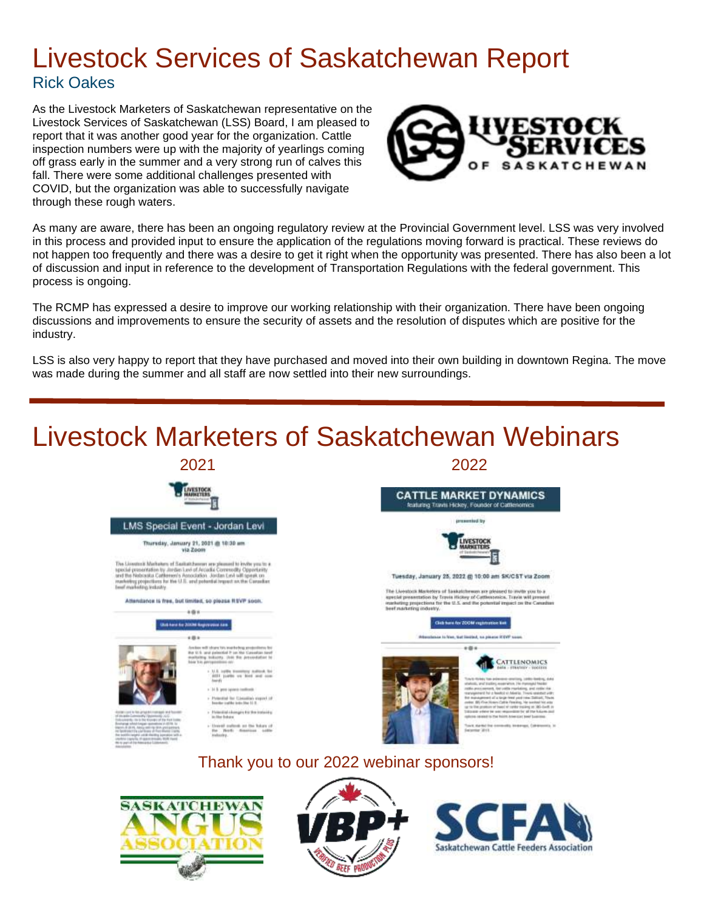# Livestock Services of Saskatchewan Report

## Rick Oakes

As the Livestock Marketers of Saskatchewan representative on the Livestock Services of Saskatchewan (LSS) Board, I am pleased to report that it was another good year for the organization. Cattle inspection numbers were up with the majority of yearlings coming off grass early in the summer and a very strong run of calves this fall. There were some additional challenges presented with COVID, but the organization was able to successfully navigate through these rough waters.

As many are aware, there has been an ongoing regulatory review at the Provincial Government level. LSS was very involved in this process and provided input to ensure the application of the regulations moving forward is practical. These reviews do not happen too frequently and there was a desire to get it right when the opportunity was presented. There has also been a lot of discussion and input in reference to the development of Transportation Regulations with the federal government. This process is ongoing.

The RCMP has expressed a desire to improve our working relationship with their organization. There have been ongoing discussions and improvements to ensure the security of assets and the resolution of disputes which are positive for the industry.

LSS is also very happy to report that they have purchased and moved into their own building in downtown Regina. The move was made during the summer and all staff are now settled into their new surroundings.

---

# Livestock Marketers of Saskatchewan Webinars

**2021**

**LMS Special Event - Jordan Levi**

Thursday, January 21, 2021 @ 10:30 am via Zoom

The Livestock Marketers of Saskatchewan are pleased to invite you to a special presentation by Jordan Levi of Arcadia Commodity Opportunity and the Nebraska Cattlemen's Association. Jordan Levi will speak on marketing projections for the U.S. and potential impact on the Canadian beef marketing industry.

Attendance is free, but limited, so please RSVP soon.

Click here for ZOOM Registration Link

**2022**

**CATTLE MARKET DYNAMICS**

featuring Travis Hickey, Founder of Cattlenomics

presented by Livestock Marketers of Saskatchewan

Tuesday, January 25, 2022 @ 10:00 am SK/CST via Zoom

The Livestock Marketers of Saskatchewan are pleased to invite you to a special presentation by Travis Hickey of Cattlenomics. Travis will present marketing projections for the U.S. and the potential impact on the Canadian beef marketing industry.

Click here for ZOOM registration link

Attendance is free, but limited, so please RSVP soon.

Thank you to our 2022 webinar sponsors!

Saskatchewan Angus Association | VBP+ Verified Beef Production Plus | SCFA Saskatchewan Cattle Feeders Association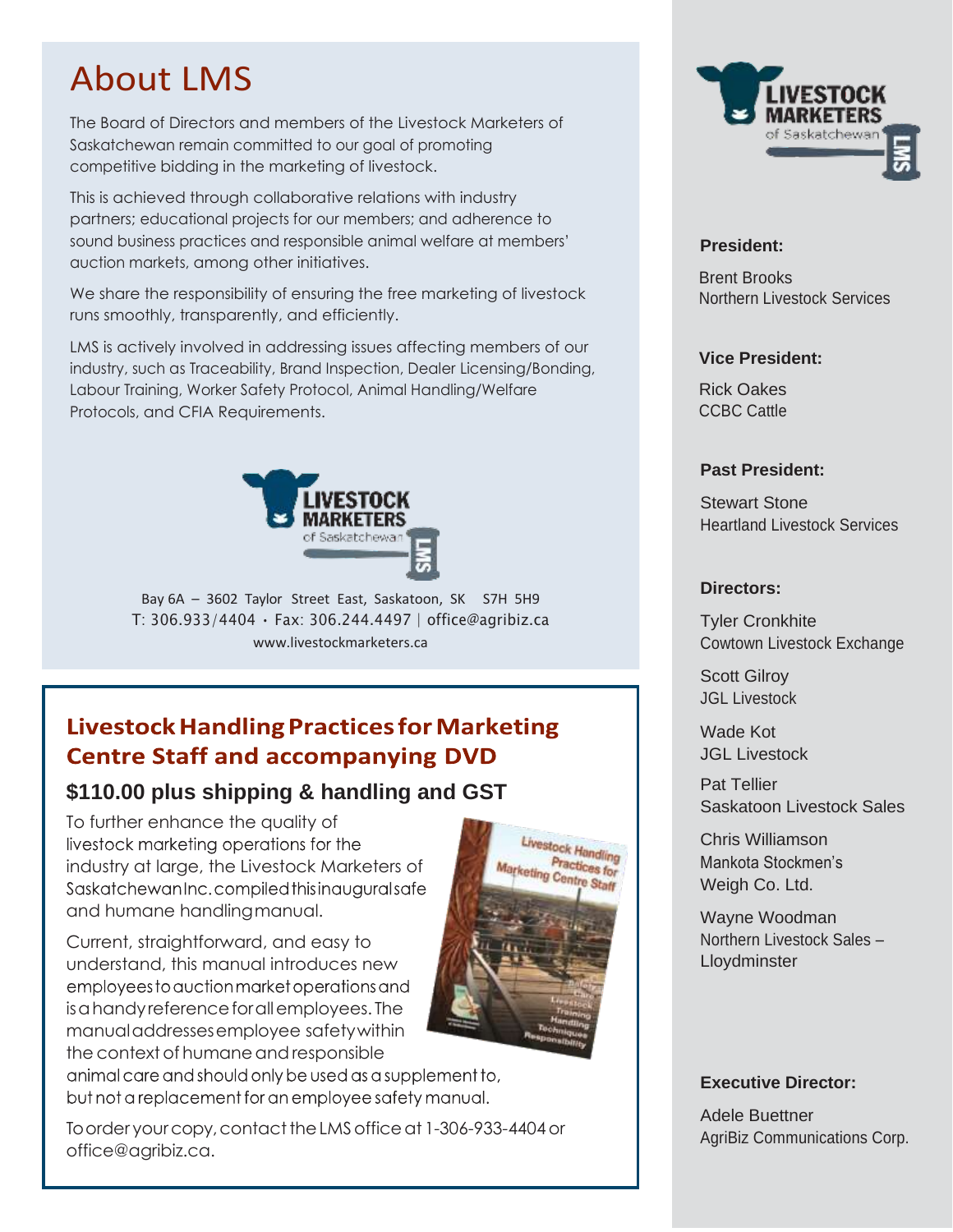# About LMS

The Board of Directors and members of the Livestock Marketers of Saskatchewan remain committed to our goal of promoting competitive bidding in the marketing of livestock.

This is achieved through collaborative relations with industry partners; educational projects for our members; and adherence to sound business practices and responsible animal welfare at members' auction markets, among other initiatives.

We share the responsibility of ensuring the free marketing of livestock runs smoothly, transparently, and efficiently.

LMS is actively involved in addressing issues affecting members of our industry, such as Traceability, Brand Inspection, Dealer Licensing/Bonding, Labour Training, Worker Safety Protocol, Animal Handling/Welfare Protocols, and CFIA Requirements.

Bay 6A – 3602 Taylor Street East, Saskatoon, SK S7H 5H9
T: 306.933/4404 • Fax: 306.244.4497 | office@agribiz.ca
www.livestockmarketers.ca

## Livestock Handling Practices for Marketing Centre Staff and accompanying DVD

### $110.00 plus shipping & handling and GST

To further enhance the quality of livestock marketing operations for the industry at large, the Livestock Marketers of Saskatchewan Inc. compiled this inaugural safe and humane handling manual.

Current, straightforward, and easy to understand, this manual introduces new employees to auction market operations and is a handy reference for all employees. The manual addresses employee safety within the context of humane and responsible animal care and should only be used as a supplement to, but not a replacement for an employee safety manual.

To order your copy, contact the LMS office at 1-306-933-4404 or office@agribiz.ca.

**President:**

Brent Brooks
Northern Livestock Services

**Vice President:**

Rick Oakes
CCBC Cattle

**Past President:**

Stewart Stone
Heartland Livestock Services

**Directors:**

Tyler Cronkhite
Cowtown Livestock Exchange

Scott Gilroy
JGL Livestock

Wade Kot
JGL Livestock

Pat Tellier
Saskatoon Livestock Sales

Chris Williamson
Mankota Stockmen's Weigh Co. Ltd.

Wayne Woodman
Northern Livestock Sales – Lloydminster

**Executive Director:**

Adele Buettner
AgriBiz Communications Corp.